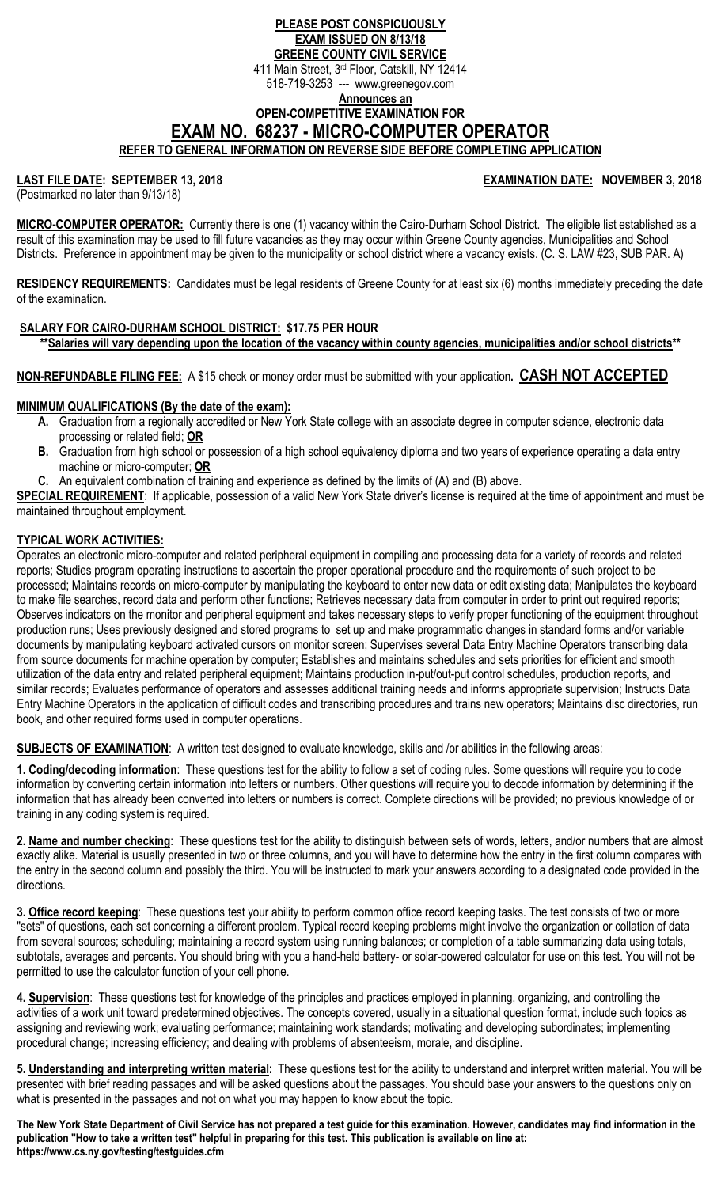**PLEASE POST CONSPICUOUSLY**

**EXAM ISSUED ON 8/13/18**

**GREENE COUNTY CIVIL SERVICE**

411 Main Street, 3rd Floor, Catskill, NY 12414

518-719-3253 --- www.greenegov.com

**Announces an**

**OPEN-COMPETITIVE EXAMINATION FOR**

# EXAM NO. 68237 - MICRO-COMPUTER OPERATOR

**REFER TO GENERAL INFORMATION ON REVERSE SIDE BEFORE COMPLETING APPLICATION**

**LAST FILE DATE: SEPTEMBER 13, 2018** **EXAMINATION DATE: NOVEMBER 3, 2018**

(Postmarked no later than 9/13/18)

**MICRO-COMPUTER OPERATOR:** Currently there is one (1) vacancy within the Cairo-Durham School District. The eligible list established as a result of this examination may be used to fill future vacancies as they may occur within Greene County agencies, Municipalities and School Districts. Preference in appointment may be given to the municipality or school district where a vacancy exists. (C. S. LAW #23, SUB PAR. A)

**RESIDENCY REQUIREMENTS:** Candidates must be legal residents of Greene County for at least six (6) months immediately preceding the date of the examination.

**SALARY FOR CAIRO-DURHAM SCHOOL DISTRICT: $17.75 PER HOUR**

**\*\*Salaries will vary depending upon the location of the vacancy within county agencies, municipalities and/or school districts\*\***

**NON-REFUNDABLE FILING FEE:** A $15 check or money order must be submitted with your application**. CASH NOT ACCEPTED**

**MINIMUM QUALIFICATIONS (By the date of the exam):**

- **A.** Graduation from a regionally accredited or New York State college with an associate degree in computer science, electronic data processing or related field; **OR**
- **B.** Graduation from high school or possession of a high school equivalency diploma and two years of experience operating a data entry machine or micro-computer; **OR**
- **C.** An equivalent combination of training and experience as defined by the limits of (A) and (B) above.

**SPECIAL REQUIREMENT**: If applicable, possession of a valid New York State driver's license is required at the time of appointment and must be maintained throughout employment.

**TYPICAL WORK ACTIVITIES:**

Operates an electronic micro-computer and related peripheral equipment in compiling and processing data for a variety of records and related reports; Studies program operating instructions to ascertain the proper operational procedure and the requirements of such project to be processed; Maintains records on micro-computer by manipulating the keyboard to enter new data or edit existing data; Manipulates the keyboard to make file searches, record data and perform other functions; Retrieves necessary data from computer in order to print out required reports; Observes indicators on the monitor and peripheral equipment and takes necessary steps to verify proper functioning of the equipment throughout production runs; Uses previously designed and stored programs to set up and make programmatic changes in standard forms and/or variable documents by manipulating keyboard activated cursors on monitor screen; Supervises several Data Entry Machine Operators transcribing data from source documents for machine operation by computer; Establishes and maintains schedules and sets priorities for efficient and smooth utilization of the data entry and related peripheral equipment; Maintains production in-put/out-put control schedules, production reports, and similar records; Evaluates performance of operators and assesses additional training needs and informs appropriate supervision; Instructs Data Entry Machine Operators in the application of difficult codes and transcribing procedures and trains new operators; Maintains disc directories, run book, and other required forms used in computer operations.

**SUBJECTS OF EXAMINATION**: A written test designed to evaluate knowledge, skills and /or abilities in the following areas:

**1. Coding/decoding information**: These questions test for the ability to follow a set of coding rules. Some questions will require you to code information by converting certain information into letters or numbers. Other questions will require you to decode information by determining if the information that has already been converted into letters or numbers is correct. Complete directions will be provided; no previous knowledge of or training in any coding system is required.

**2. Name and number checking**: These questions test for the ability to distinguish between sets of words, letters, and/or numbers that are almost exactly alike. Material is usually presented in two or three columns, and you will have to determine how the entry in the first column compares with the entry in the second column and possibly the third. You will be instructed to mark your answers according to a designated code provided in the directions.

**3. Office record keeping**: These questions test your ability to perform common office record keeping tasks. The test consists of two or more "sets" of questions, each set concerning a different problem. Typical record keeping problems might involve the organization or collation of data from several sources; scheduling; maintaining a record system using running balances; or completion of a table summarizing data using totals, subtotals, averages and percents. You should bring with you a hand-held battery- or solar-powered calculator for use on this test. You will not be permitted to use the calculator function of your cell phone.

**4. Supervision**: These questions test for knowledge of the principles and practices employed in planning, organizing, and controlling the activities of a work unit toward predetermined objectives. The concepts covered, usually in a situational question format, include such topics as assigning and reviewing work; evaluating performance; maintaining work standards; motivating and developing subordinates; implementing procedural change; increasing efficiency; and dealing with problems of absenteeism, morale, and discipline.

**5. Understanding and interpreting written material**: These questions test for the ability to understand and interpret written material. You will be presented with brief reading passages and will be asked questions about the passages. You should base your answers to the questions only on what is presented in the passages and not on what you may happen to know about the topic.

**The New York State Department of Civil Service has not prepared a test guide for this examination. However, candidates may find information in the publication "How to take a written test" helpful in preparing for this test. This publication is available on line at: https://www.cs.ny.gov/testing/testguides.cfm**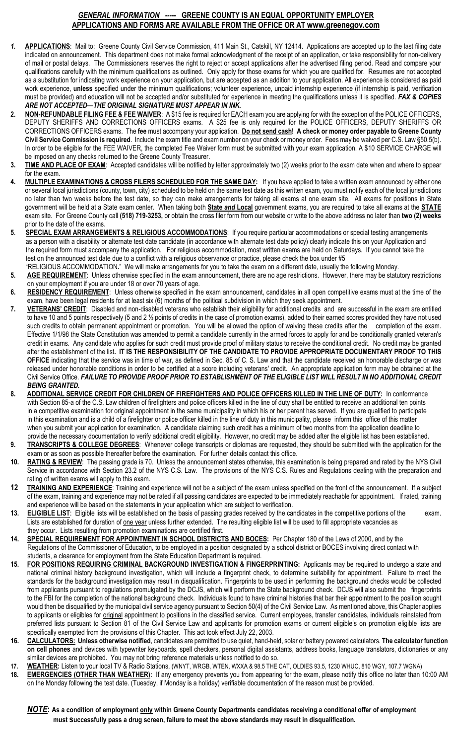## *GENERAL INFORMATION -----* GREENE COUNTY IS AN EQUAL OPPORTUNITY EMPLOYER
## APPLICATIONS AND FORMS ARE AVAILABLE FROM THE OFFICE OR AT www.greenegov.com

1. **APPLICATIONS**: Mail to: Greene County Civil Service Commission, 411 Main St., Catskill, NY 12414. Applications are accepted up to the last filing date indicated on announcement. This department does not make formal acknowledgment of the receipt of an application, or take responsibility for non-delivery of mail or postal delays. The Commissioners reserves the right to reject or accept applications after the advertised filing period. Read and compare your qualifications carefully with the minimum qualifications as outlined. Only apply for those exams for which you are qualified for. Resumes are not accepted as a substitution for indicating work experience on your application, but are accepted as an addition to your application. All experience is considered as paid work experience, **unless** specified under the minimum qualifications; volunteer experience, unpaid internship experience (if internship is paid, verification must be provided) and education will not be accepted and/or substituted for experience in meeting the qualifications unless it is specified. ***FAX & COPIES ARE NOT ACCEPTED—THE ORIGINAL SIGNATURE MUST APPEAR IN INK.***

2. **NON-REFUNDABLE FILING FEE & FEE WAIVER**: A $15 fee is required for EACH exam you are applying for with the exception of the POLICE OFFICERS, DEPUTY SHERIFFS AND CORRECTIONS OFFICERS exams. A $25 fee is only required for the POLICE OFFICERS, DEPUTY SHERIFFS OR CORRECTIONS OFFICERS exams. The **fee** must accompany your application. **Do not send cash! A check or money order payable to Greene County Civil Service Commission is required**. Include the exam title and exam number on your check or money order. Fees may be waived per C.S. Law §50.5(b). In order to be eligible for the FEE WAIVER, the completed Fee Waiver form must be submitted with your exam application. A $10 SERVICE CHARGE will be imposed on any checks returned to the Greene County Treasurer.

3. **TIME AND PLACE OF EXAM**: Accepted candidates will be notified by letter approximately two (2) weeks prior to the exam date when and where to appear for the exam.

4. **MULTIPLE EXAMINATIONS & CROSS FILERS SCHEDULED FOR THE SAME DAY:** If you have applied to take a written exam announced by either one or several local jurisdictions (county, town, city) scheduled to be held on the same test date as this written exam, you must notify each of the local jurisdictions no later than two weeks before the test date, so they can make arrangements for taking all exams at one exam site. All exams for positions in State government will be held at a State exam center. When taking both **State *and* Local** government exams, you are required to take all exams at the **STATE** exam site. For Greene County call **(518) 719-3253,** or obtain the cross filer form from our website or write to the above address no later than **two (2) weeks** prior to the date of the exams.

5. **SPECIAL EXAM ARRANGEMENTS & RELIGIOUS ACCOMMODATIONS**: If you require particular accommodations or special testing arrangements as a person with a disability or alternate test date candidate (in accordance with alternate test date policy) clearly indicate this on your Application and the required form must accompany the application. For religious accommodation, most written exams are held on Saturdays. If you cannot take the test on the announced test date due to a conflict with a religious observance or practice, please check the box under #5 "RELIGIOUS ACCOMMODATION**.**" We will make arrangements for you to take the exam on a different date, usually the following Monday.

5. **AGE REQUIREMENT**: Unless otherwise specified in the exam announcement, there are no age restrictions. However, there may be statutory restrictions on your employment if you are under 18 or over 70 years of age.

6. **RESIDENCY REQUIREMENT**: Unless otherwise specified in the exam announcement, candidates in all open competitive exams must at the time of the exam, have been legal residents for at least six (6) months of the political subdivision in which they seek appointment.

7. **VETERANS' CREDIT**: Disabled and non-disabled veterans who establish their eligibility for additional credits and are successful in the exam are entitled to have 10 and 5 points respectively (5 and 2 ½ points of credits in the case of promotion exams), added to their earned scores provided they have not used such credits to obtain permanent appointment or promotion. You will be allowed the option of waiving these credits after the completion of the exam. Effective 1/1/98 the State Constitution was amended to permit a candidate currently in the armed forces to apply for and be conditionally granted veteran's credit in exams. Any candidate who applies for such credit must provide proof of military status to receive the conditional credit. No credit may be granted after the establishment of the list**. IT IS THE RESPONSIBILITY OF THE CANDIDATE TO PROVIDE APPROPRIATE DOCUMENTARY PROOF TO THIS OFFICE** indicating that the service was in time of war, as defined in Sec. 85 of C. S. Law and that the candidate received an honorable discharge or was released under honorable conditions in order to be certified at a score including veterans' credit. An appropriate application form may be obtained at the Civil Service Office. ***FAILURE TO PROVIDE PROOF PRIOR TO ESTABLISHMENT OF THE ELIGIBLE LIST WILL RESULT IN NO ADDITIONAL CREDIT BEING GRANTED.***

8. **ADDITIONAL SERVICE CREDIT FOR CHILDREN OF FIREFIGHTERS AND POLICE OFFICERS KILLED IN THE LINE OF DUTY:** In conformance with Section 85-a of the C.S. Law children of firefighters and police officers killed in the line of duty shall be entitled to receive an additional ten points in a competitive examination for original appointment in the same municipality in which his or her parent has served. If you are qualified to participate in this examination and is a child of a firefighter or police officer killed in the line of duty in this municipality, please inform this office of this matter when you submit your application for examination. A candidate claiming such credit has a minimum of two months from the application deadline to provide the necessary documentation to verify additional credit eligibility. However, no credit may be added after the eligible list has been established.

9. **TRANSCRIPTS & COLLEGE DEGREES**: Whenever college transcripts or diplomas are requested, they should be submitted with the application for the exam or as soon as possible thereafter before the examination. For further details contact this office.

10. **RATING & REVIEW**: The passing grade is 70. Unless the announcement states otherwise, this examination is being prepared and rated by the NYS Civil Service in accordance with Section 23.2 of the NYS C.S. Law. The provisions of the NYS C.S. Rules and Regulations dealing with the preparation and rating of written exams will apply to this exam.

12. **TRAINING AND EXPERIENCE**: Training and experience will not be a subject of the exam unless specified on the front of the announcement. If a subject of the exam, training and experience may not be rated if all passing candidates are expected to be immediately reachable for appointment. If rated, training and experience will be based on the statements in your application which are subject to verification.

13. **ELIGIBLE LIST**: Eligible lists will be established on the basis of passing grades received by the candidates in the competitive portions of the exam. Lists are established for duration of one year unless further extended. The resulting eligible list will be used to fill appropriate vacancies as they occur. Lists resulting from promotion examinations are certified first.

14. **SPECIAL REQUIREMENT FOR APPOINTMENT IN SCHOOL DISTRICTS AND BOCES:** Per Chapter 180 of the Laws of 2000, and by the Regulations of the Commissioner of Education, to be employed in a position designated by a school district or BOCES involving direct contact with students, a clearance for employment from the State Education Department is required.

15. **FOR POSITIONS REQUIRING CRIMINAL BACKGROUND INVESTIGATION & FINGERPRINTING:** Applicants may be required to undergo a state and national criminal history background investigation, which will include a fingerprint check, to determine suitability for appointment. Failure to meet the standards for the background investigation may result in disqualification. Fingerprints to be used in performing the background checks would be collected from applicants pursuant to regulations promulgated by the DCJS, which will perform the State background check. DCJS will also submit the fingerprints to the FBI for the completion of the national background check. Individuals found to have criminal histories that bar their appointment to the position sought would then be disqualified by the municipal civil service agency pursuant to Section 50(4) of the Civil Service Law. As mentioned above, this Chapter applies to applicants or eligibles for original appointment to positions in the classified service. Current employees, transfer candidates, individuals reinstated from preferred lists pursuant to Section 81 of the Civil Service Law and applicants for promotion exams or current eligible's on promotion eligible lists are specifically exempted from the provisions of this Chapter. This act took effect July 22, 2003.

16. **CALCULATORS: Unless otherwise notified**, candidates are permitted to use quiet, hand-held, solar or battery powered calculators. **The calculator function on cell phones** and devices with typewriter keyboards, spell checkers, personal digital assistants, address books, language translators, dictionaries or any similar devices are prohibited. You may not bring reference materials unless notified to do so.

17. **WEATHER:** Listen to your local TV & Radio Stations, (WNYT, WRGB, WTEN, WXXA & 98.5 THE CAT, OLDIES 93.5, 1230 WHUC, 810 WGY, 107.7 WGNA)

18. **EMERGENCIES (OTHER THAN WEATHER):** If any emergency prevents you from appearing for the exam, please notify this office no later than 10:00 AM on the Monday following the test date. (Tuesday, if Monday is a holiday) verifiable documentation of the reason must be provided.

***NOTE*: As a condition of employment only within Greene County Departments candidates receiving a conditional offer of employment must successfully pass a drug screen, failure to meet the above standards may result in disqualification.**